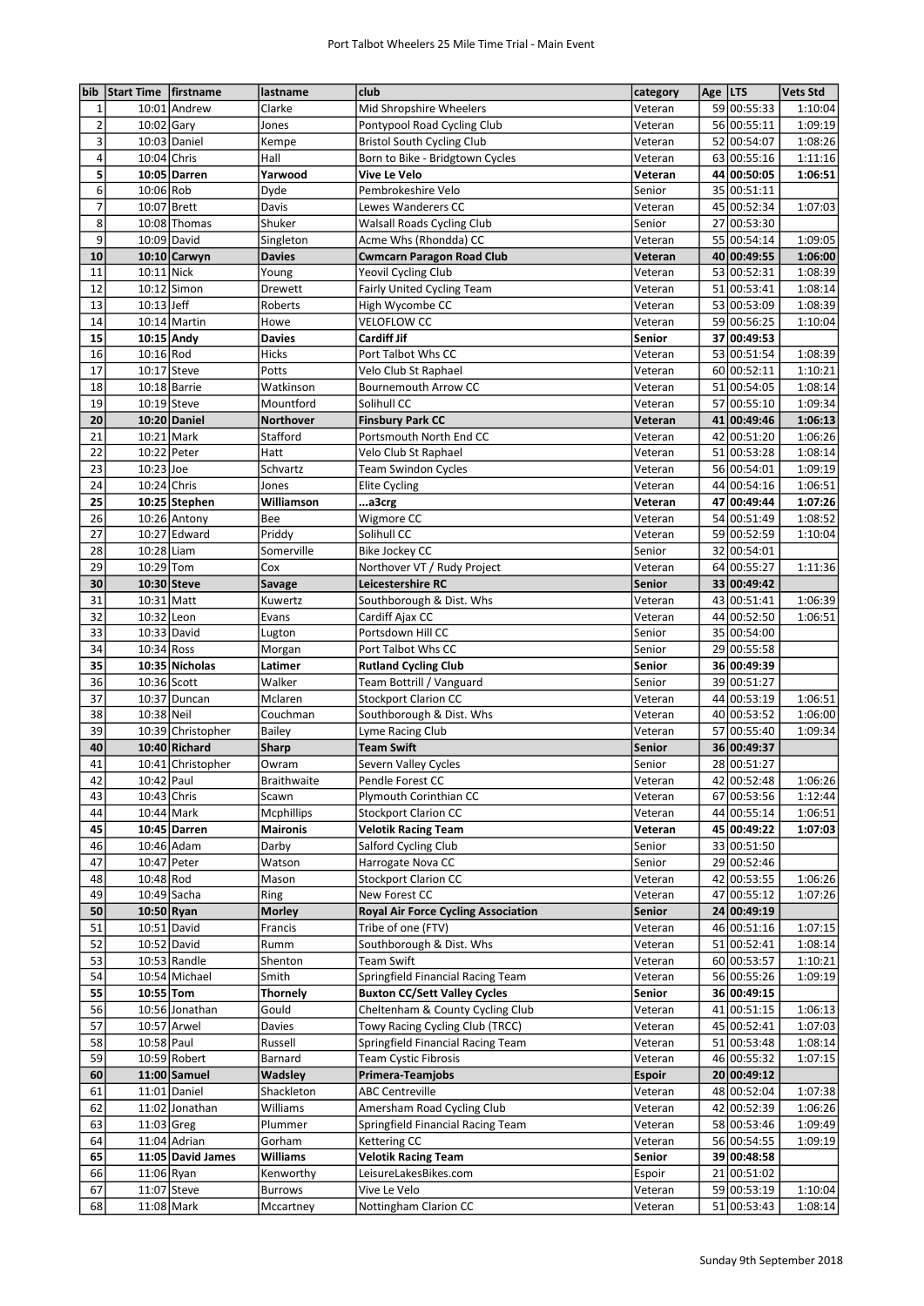# Port Talbot Wheelers 25 Mile Time Trial - Main Event

| bib | Start Time | firstname | lastname | club | category | Age | LTS | Vets Std |
|---|---|---|---|---|---|---|---|---|
| 1 | 10:01 | Andrew | Clarke | Mid Shropshire Wheelers | Veteran | 59 | 00:55:33 | 1:10:04 |
| 2 | 10:02 | Gary | Jones | Pontypool Road Cycling Club | Veteran | 56 | 00:55:11 | 1:09:19 |
| 3 | 10:03 | Daniel | Kempe | Bristol South Cycling Club | Veteran | 52 | 00:54:07 | 1:08:26 |
| 4 | 10:04 | Chris | Hall | Born to Bike - Bridgtown Cycles | Veteran | 63 | 00:55:16 | 1:11:16 |
| **5** | **10:05** | **Darren** | **Yarwood** | **Vive Le Velo** | **Veteran** | **44** | **00:50:05** | **1:06:51** |
| 6 | 10:06 | Rob | Dyde | Pembrokeshire Velo | Senior | 35 | 00:51:11 | |
| 7 | 10:07 | Brett | Davis | Lewes Wanderers CC | Veteran | 45 | 00:52:34 | 1:07:03 |
| 8 | 10:08 | Thomas | Shuker | Walsall Roads Cycling Club | Senior | 27 | 00:53:30 | |
| 9 | 10:09 | David | Singleton | Acme Whs (Rhondda) CC | Veteran | 55 | 00:54:14 | 1:09:05 |
| **10** | **10:10** | **Carwyn** | **Davies** | **Cwmcarn Paragon Road Club** | **Veteran** | **40** | **00:49:55** | **1:06:00** |
| 11 | 10:11 | Nick | Young | Yeovil Cycling Club | Veteran | 53 | 00:52:31 | 1:08:39 |
| 12 | 10:12 | Simon | Drewett | Fairly United Cycling Team | Veteran | 51 | 00:53:41 | 1:08:14 |
| 13 | 10:13 | Jeff | Roberts | High Wycombe CC | Veteran | 53 | 00:53:09 | 1:08:39 |
| 14 | 10:14 | Martin | Howe | VELOFLOW CC | Veteran | 59 | 00:56:25 | 1:10:04 |
| **15** | **10:15** | **Andy** | **Davies** | **Cardiff Jif** | **Senior** | **37** | **00:49:53** | |
| 16 | 10:16 | Rod | Hicks | Port Talbot Whs CC | Veteran | 53 | 00:51:54 | 1:08:39 |
| 17 | 10:17 | Steve | Potts | Velo Club St Raphael | Veteran | 60 | 00:52:11 | 1:10:21 |
| 18 | 10:18 | Barrie | Watkinson | Bournemouth Arrow CC | Veteran | 51 | 00:54:05 | 1:08:14 |
| 19 | 10:19 | Steve | Mountford | Solihull CC | Veteran | 57 | 00:55:10 | 1:09:34 |
| **20** | **10:20** | **Daniel** | **Northover** | **Finsbury Park CC** | **Veteran** | **41** | **00:49:46** | **1:06:13** |
| 21 | 10:21 | Mark | Stafford | Portsmouth North End CC | Veteran | 42 | 00:51:20 | 1:06:26 |
| 22 | 10:22 | Peter | Hatt | Velo Club St Raphael | Veteran | 51 | 00:53:28 | 1:08:14 |
| 23 | 10:23 | Joe | Schvartz | Team Swindon Cycles | Veteran | 56 | 00:54:01 | 1:09:19 |
| 24 | 10:24 | Chris | Jones | Elite Cycling | Veteran | 44 | 00:54:16 | 1:06:51 |
| **25** | **10:25** | **Stephen** | **Williamson** | **...a3crg** | **Veteran** | **47** | **00:49:44** | **1:07:26** |
| 26 | 10:26 | Antony | Bee | Wigmore CC | Veteran | 54 | 00:51:49 | 1:08:52 |
| 27 | 10:27 | Edward | Priddy | Solihull CC | Veteran | 59 | 00:52:59 | 1:10:04 |
| 28 | 10:28 | Liam | Somerville | Bike Jockey CC | Senior | 32 | 00:54:01 | |
| 29 | 10:29 | Tom | Cox | Northover VT / Rudy Project | Veteran | 64 | 00:55:27 | 1:11:36 |
| **30** | **10:30** | **Steve** | **Savage** | **Leicestershire RC** | **Senior** | **33** | **00:49:42** | |
| 31 | 10:31 | Matt | Kuwertz | Southborough & Dist. Whs | Veteran | 43 | 00:51:41 | 1:06:39 |
| 32 | 10:32 | Leon | Evans | Cardiff Ajax CC | Veteran | 44 | 00:52:50 | 1:06:51 |
| 33 | 10:33 | David | Lugton | Portsdown Hill CC | Senior | 35 | 00:54:00 | |
| 34 | 10:34 | Ross | Morgan | Port Talbot Whs CC | Senior | 29 | 00:55:58 | |
| **35** | **10:35** | **Nicholas** | **Latimer** | **Rutland Cycling Club** | **Senior** | **36** | **00:49:39** | |
| 36 | 10:36 | Scott | Walker | Team Bottrill / Vanguard | Senior | 39 | 00:51:27 | |
| 37 | 10:37 | Duncan | Mclaren | Stockport Clarion CC | Veteran | 44 | 00:53:19 | 1:06:51 |
| 38 | 10:38 | Neil | Couchman | Southborough & Dist. Whs | Veteran | 40 | 00:53:52 | 1:06:00 |
| 39 | 10:39 | Christopher | Bailey | Lyme Racing Club | Veteran | 57 | 00:55:40 | 1:09:34 |
| **40** | **10:40** | **Richard** | **Sharp** | **Team Swift** | **Senior** | **36** | **00:49:37** | |
| 41 | 10:41 | Christopher | Owram | Severn Valley Cycles | Senior | 28 | 00:51:27 | |
| 42 | 10:42 | Paul | Braithwaite | Pendle Forest CC | Veteran | 42 | 00:52:48 | 1:06:26 |
| 43 | 10:43 | Chris | Scawn | Plymouth Corinthian CC | Veteran | 67 | 00:53:56 | 1:12:44 |
| 44 | 10:44 | Mark | Mcphillips | Stockport Clarion CC | Veteran | 44 | 00:55:14 | 1:06:51 |
| **45** | **10:45** | **Darren** | **Maironis** | **Velotik Racing Team** | **Veteran** | **45** | **00:49:22** | **1:07:03** |
| 46 | 10:46 | Adam | Darby | Salford Cycling Club | Senior | 33 | 00:51:50 | |
| 47 | 10:47 | Peter | Watson | Harrogate Nova CC | Senior | 29 | 00:52:46 | |
| 48 | 10:48 | Rod | Mason | Stockport Clarion CC | Veteran | 42 | 00:53:55 | 1:06:26 |
| 49 | 10:49 | Sacha | Ring | New Forest CC | Veteran | 47 | 00:55:12 | 1:07:26 |
| **50** | **10:50** | **Ryan** | **Morley** | **Royal Air Force Cycling Association** | **Senior** | **24** | **00:49:19** | |
| 51 | 10:51 | David | Francis | Tribe of one (FTV) | Veteran | 46 | 00:51:16 | 1:07:15 |
| 52 | 10:52 | David | Rumm | Southborough & Dist. Whs | Veteran | 51 | 00:52:41 | 1:08:14 |
| 53 | 10:53 | Randle | Shenton | Team Swift | Veteran | 60 | 00:53:57 | 1:10:21 |
| 54 | 10:54 | Michael | Smith | Springfield Financial Racing Team | Veteran | 56 | 00:55:26 | 1:09:19 |
| **55** | **10:55** | **Tom** | **Thornely** | **Buxton CC/Sett Valley Cycles** | **Senior** | **36** | **00:49:15** | |
| 56 | 10:56 | Jonathan | Gould | Cheltenham & County Cycling Club | Veteran | 41 | 00:51:15 | 1:06:13 |
| 57 | 10:57 | Arwel | Davies | Towy Racing Cycling Club (TRCC) | Veteran | 45 | 00:52:41 | 1:07:03 |
| 58 | 10:58 | Paul | Russell | Springfield Financial Racing Team | Veteran | 51 | 00:53:48 | 1:08:14 |
| 59 | 10:59 | Robert | Barnard | Team Cystic Fibrosis | Veteran | 46 | 00:55:32 | 1:07:15 |
| **60** | **11:00** | **Samuel** | **Wadsley** | **Primera-Teamjobs** | **Espoir** | **20** | **00:49:12** | |
| 61 | 11:01 | Daniel | Shackleton | ABC Centreville | Veteran | 48 | 00:52:04 | 1:07:38 |
| 62 | 11:02 | Jonathan | Williams | Amersham Road Cycling Club | Veteran | 42 | 00:52:39 | 1:06:26 |
| 63 | 11:03 | Greg | Plummer | Springfield Financial Racing Team | Veteran | 58 | 00:53:46 | 1:09:49 |
| 64 | 11:04 | Adrian | Gorham | Kettering CC | Veteran | 56 | 00:54:55 | 1:09:19 |
| **65** | **11:05** | **David James** | **Williams** | **Velotik Racing Team** | **Senior** | **39** | **00:48:58** | |
| 66 | 11:06 | Ryan | Kenworthy | LeisureLakesBikes.com | Espoir | 21 | 00:51:02 | |
| 67 | 11:07 | Steve | Burrows | Vive Le Velo | Veteran | 59 | 00:53:19 | 1:10:04 |
| 68 | 11:08 | Mark | Mccartney | Nottingham Clarion CC | Veteran | 51 | 00:53:43 | 1:08:14 |

Sunday 9th September 2018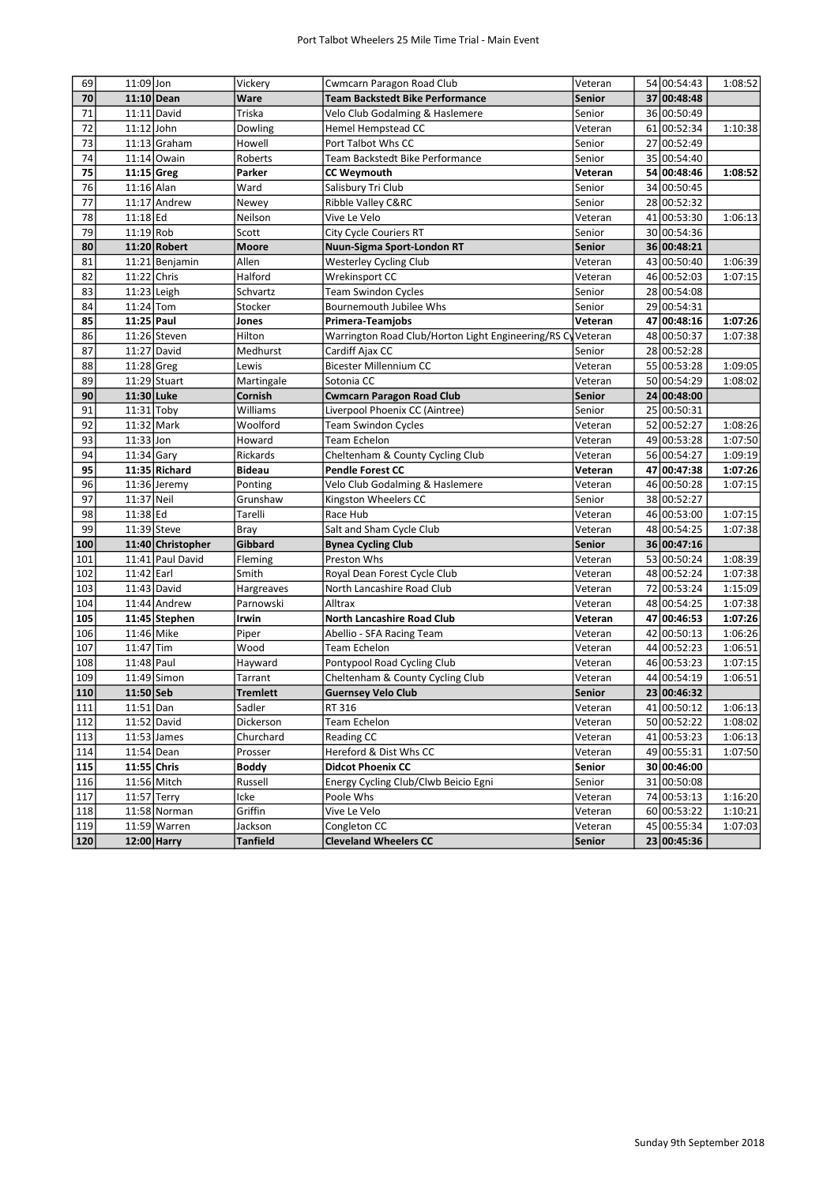# Port Talbot Wheelers 25 Mile Time Trial - Main Event

| | | | | | | | | |
|---|---|---|---|---|---|---|---|---|
| 69 | 11:09 | Jon | Vickery | Cwmcarn Paragon Road Club | Veteran | 54 | 00:54:43 | 1:08:52 |
| **70** | **11:10** | **Dean** | **Ware** | **Team Backstedt Bike Performance** | **Senior** | **37** | **00:48:48** | |
| 71 | 11:11 | David | Triska | Velo Club Godalming & Haslemere | Senior | 36 | 00:50:49 | |
| 72 | 11:12 | John | Dowling | Hemel Hempstead CC | Veteran | 61 | 00:52:34 | 1:10:38 |
| 73 | 11:13 | Graham | Howell | Port Talbot Whs CC | Senior | 27 | 00:52:49 | |
| 74 | 11:14 | Owain | Roberts | Team Backstedt Bike Performance | Senior | 35 | 00:54:40 | |
| **75** | **11:15** | **Greg** | **Parker** | **CC Weymouth** | **Veteran** | **54** | **00:48:46** | **1:08:52** |
| 76 | 11:16 | Alan | Ward | Salisbury Tri Club | Senior | 34 | 00:50:45 | |
| 77 | 11:17 | Andrew | Newey | Ribble Valley C&RC | Senior | 28 | 00:52:32 | |
| 78 | 11:18 | Ed | Neilson | Vive Le Velo | Veteran | 41 | 00:53:30 | 1:06:13 |
| 79 | 11:19 | Rob | Scott | City Cycle Couriers RT | Senior | 30 | 00:54:36 | |
| **80** | **11:20** | **Robert** | **Moore** | **Nuun-Sigma Sport-London RT** | **Senior** | **36** | **00:48:21** | |
| 81 | 11:21 | Benjamin | Allen | Westerley Cycling Club | Veteran | 43 | 00:50:40 | 1:06:39 |
| 82 | 11:22 | Chris | Halford | Wrekinsport CC | Veteran | 46 | 00:52:03 | 1:07:15 |
| 83 | 11:23 | Leigh | Schvartz | Team Swindon Cycles | Senior | 28 | 00:54:08 | |
| 84 | 11:24 | Tom | Stocker | Bournemouth Jubilee Whs | Senior | 29 | 00:54:31 | |
| **85** | **11:25** | **Paul** | **Jones** | **Primera-Teamjobs** | **Veteran** | **47** | **00:48:16** | **1:07:26** |
| 86 | 11:26 | Steven | Hilton | Warrington Road Club/Horton Light Engineering/RS Cy | Veteran | 48 | 00:50:37 | 1:07:38 |
| 87 | 11:27 | David | Medhurst | Cardiff Ajax CC | Senior | 28 | 00:52:28 | |
| 88 | 11:28 | Greg | Lewis | Bicester Millennium CC | Veteran | 55 | 00:53:28 | 1:09:05 |
| 89 | 11:29 | Stuart | Martingale | Sotonia CC | Veteran | 50 | 00:54:29 | 1:08:02 |
| **90** | **11:30** | **Luke** | **Cornish** | **Cwmcarn Paragon Road Club** | **Senior** | **24** | **00:48:00** | |
| 91 | 11:31 | Toby | Williams | Liverpool Phoenix CC (Aintree) | Senior | 25 | 00:50:31 | |
| 92 | 11:32 | Mark | Woolford | Team Swindon Cycles | Veteran | 52 | 00:52:27 | 1:08:26 |
| 93 | 11:33 | Jon | Howard | Team Echelon | Veteran | 49 | 00:53:28 | 1:07:50 |
| 94 | 11:34 | Gary | Rickards | Cheltenham & County Cycling Club | Veteran | 56 | 00:54:27 | 1:09:19 |
| **95** | **11:35** | **Richard** | **Bideau** | **Pendle Forest CC** | **Veteran** | **47** | **00:47:38** | **1:07:26** |
| 96 | 11:36 | Jeremy | Ponting | Velo Club Godalming & Haslemere | Veteran | 46 | 00:50:28 | 1:07:15 |
| 97 | 11:37 | Neil | Grunshaw | Kingston Wheelers CC | Senior | 38 | 00:52:27 | |
| 98 | 11:38 | Ed | Tarelli | Race Hub | Veteran | 46 | 00:53:00 | 1:07:15 |
| 99 | 11:39 | Steve | Bray | Salt and Sham Cycle Club | Veteran | 48 | 00:54:25 | 1:07:38 |
| **100** | **11:40** | **Christopher** | **Gibbard** | **Bynea Cycling Club** | **Senior** | **36** | **00:47:16** | |
| 101 | 11:41 | Paul David | Fleming | Preston Whs | Veteran | 53 | 00:50:24 | 1:08:39 |
| 102 | 11:42 | Earl | Smith | Royal Dean Forest Cycle Club | Veteran | 48 | 00:52:24 | 1:07:38 |
| 103 | 11:43 | David | Hargreaves | North Lancashire Road Club | Veteran | 72 | 00:53:24 | 1:15:09 |
| 104 | 11:44 | Andrew | Parnowski | Alltrax | Veteran | 48 | 00:54:25 | 1:07:38 |
| **105** | **11:45** | **Stephen** | **Irwin** | **North Lancashire Road Club** | **Veteran** | **47** | **00:46:53** | **1:07:26** |
| 106 | 11:46 | Mike | Piper | Abellio - SFA Racing Team | Veteran | 42 | 00:50:13 | 1:06:26 |
| 107 | 11:47 | Tim | Wood | Team Echelon | Veteran | 44 | 00:52:23 | 1:06:51 |
| 108 | 11:48 | Paul | Hayward | Pontypool Road Cycling Club | Veteran | 46 | 00:53:23 | 1:07:15 |
| 109 | 11:49 | Simon | Tarrant | Cheltenham & County Cycling Club | Veteran | 44 | 00:54:19 | 1:06:51 |
| **110** | **11:50** | **Seb** | **Tremlett** | **Guernsey Velo Club** | **Senior** | **23** | **00:46:32** | |
| 111 | 11:51 | Dan | Sadler | RT 316 | Veteran | 41 | 00:50:12 | 1:06:13 |
| 112 | 11:52 | David | Dickerson | Team Echelon | Veteran | 50 | 00:52:22 | 1:08:02 |
| 113 | 11:53 | James | Churchard | Reading CC | Veteran | 41 | 00:53:23 | 1:06:13 |
| 114 | 11:54 | Dean | Prosser | Hereford & Dist Whs CC | Veteran | 49 | 00:55:31 | 1:07:50 |
| **115** | **11:55** | **Chris** | **Boddy** | **Didcot Phoenix CC** | **Senior** | **30** | **00:46:00** | |
| 116 | 11:56 | Mitch | Russell | Energy Cycling Club/Clwb Beicio Egni | Senior | 31 | 00:50:08 | |
| 117 | 11:57 | Terry | Icke | Poole Whs | Veteran | 74 | 00:53:13 | 1:16:20 |
| 118 | 11:58 | Norman | Griffin | Vive Le Velo | Veteran | 60 | 00:53:22 | 1:10:21 |
| 119 | 11:59 | Warren | Jackson | Congleton CC | Veteran | 45 | 00:55:34 | 1:07:03 |
| **120** | **12:00** | **Harry** | **Tanfield** | **Cleveland Wheelers CC** | **Senior** | **23** | **00:45:36** | |

Sunday 9th September 2018